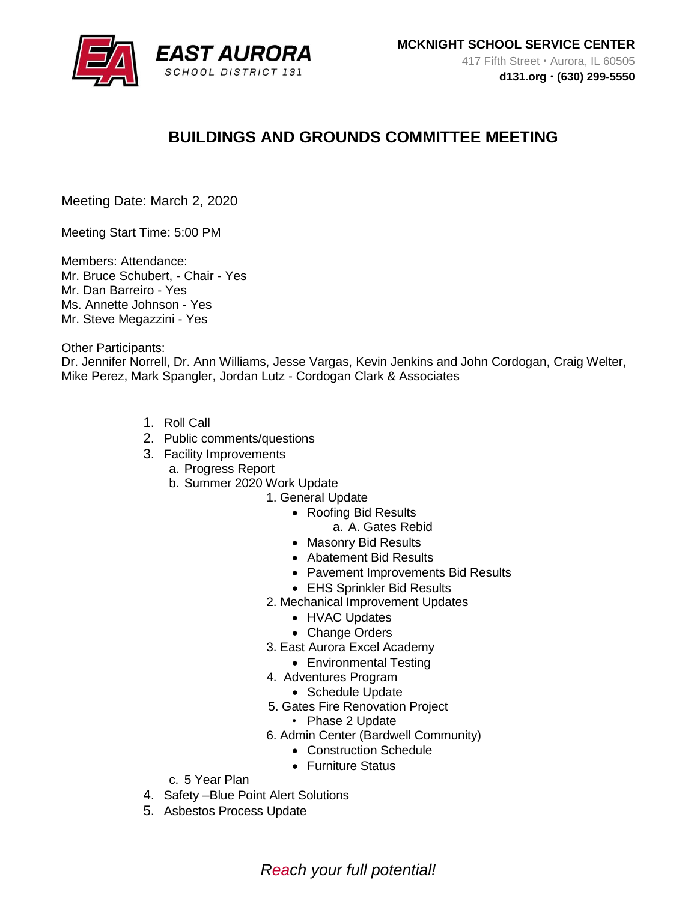**EAST AURORA**
SCHOOL DISTRICT 131

**MCKNIGHT SCHOOL SERVICE CENTER**
417 Fifth Street • Aurora, IL 60505
**d131.org • (630) 299-5550**

# BUILDINGS AND GROUNDS COMMITTEE MEETING

Meeting Date: March 2, 2020

Meeting Start Time: 5:00 PM

Members: Attendance:
Mr. Bruce Schubert, - Chair - Yes
Mr. Dan Barreiro - Yes
Ms. Annette Johnson - Yes
Mr. Steve Megazzini - Yes

Other Participants:
Dr. Jennifer Norrell, Dr. Ann Williams, Jesse Vargas, Kevin Jenkins and John Cordogan, Craig Welter, Mike Perez, Mark Spangler, Jordan Lutz - Cordogan Clark & Associates

1. Roll Call
2. Public comments/questions
3. Facility Improvements
   a. Progress Report
   b. Summer 2020 Work Update
      1. General Update
         - Roofing Bid Results
           a. A. Gates Rebid
         - Masonry Bid Results
         - Abatement Bid Results
         - Pavement Improvements Bid Results
         - EHS Sprinkler Bid Results
      2. Mechanical Improvement Updates
         - HVAC Updates
         - Change Orders
      3. East Aurora Excel Academy
         - Environmental Testing
      4. Adventures Program
         - Schedule Update
      5. Gates Fire Renovation Project
         - Phase 2 Update
      6. Admin Center (Bardwell Community)
         - Construction Schedule
         - Furniture Status
   c. 5 Year Plan
4. Safety –Blue Point Alert Solutions
5. Asbestos Process Update

*Reach your full potential!*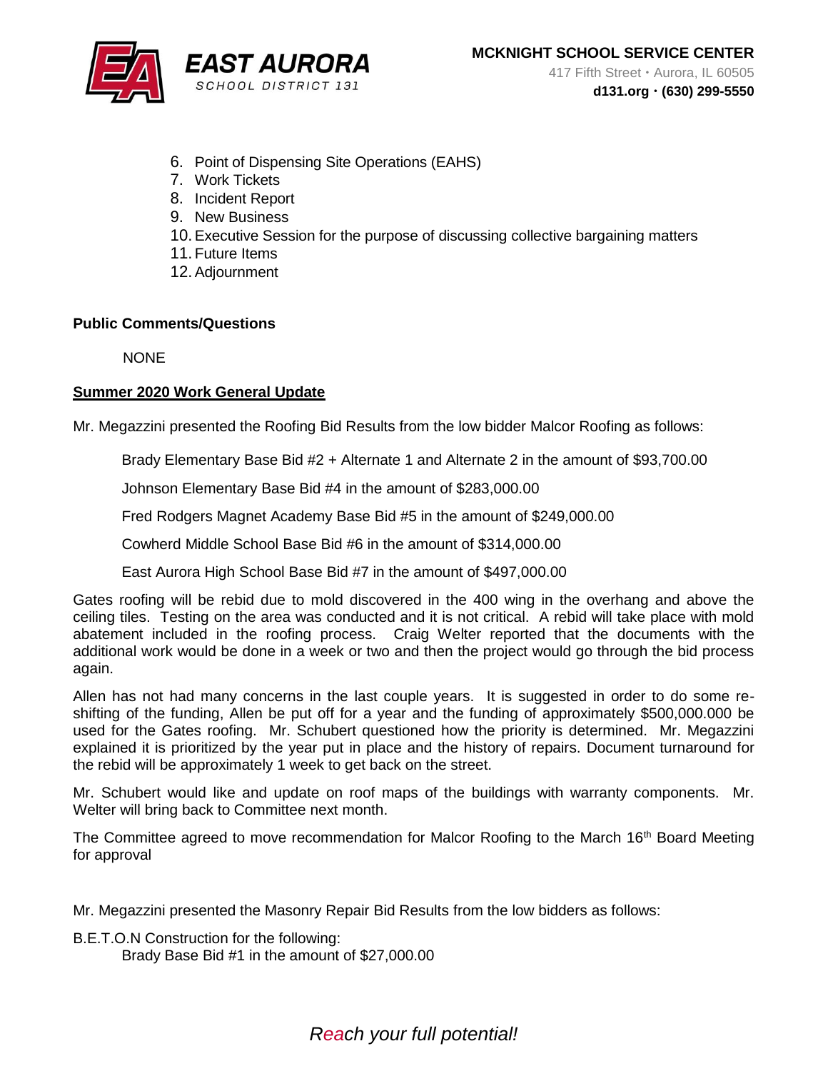6. Point of Dispensing Site Operations (EAHS)
7. Work Tickets
8. Incident Report
9. New Business
10. Executive Session for the purpose of discussing collective bargaining matters
11. Future Items
12. Adjournment

**Public Comments/Questions**

NONE

**Summer 2020 Work General Update**

Mr. Megazzini presented the Roofing Bid Results from the low bidder Malcor Roofing as follows:

Brady Elementary Base Bid #2 + Alternate 1 and Alternate 2 in the amount of $93,700.00

Johnson Elementary Base Bid #4 in the amount of $283,000.00

Fred Rodgers Magnet Academy Base Bid #5 in the amount of $249,000.00

Cowherd Middle School Base Bid #6 in the amount of $314,000.00

East Aurora High School Base Bid #7 in the amount of $497,000.00

Gates roofing will be rebid due to mold discovered in the 400 wing in the overhang and above the ceiling tiles. Testing on the area was conducted and it is not critical. A rebid will take place with mold abatement included in the roofing process. Craig Welter reported that the documents with the additional work would be done in a week or two and then the project would go through the bid process again.

Allen has not had many concerns in the last couple years. It is suggested in order to do some re-shifting of the funding, Allen be put off for a year and the funding of approximately $500,000.000 be used for the Gates roofing. Mr. Schubert questioned how the priority is determined. Mr. Megazzini explained it is prioritized by the year put in place and the history of repairs. Document turnaround for the rebid will be approximately 1 week to get back on the street.

Mr. Schubert would like and update on roof maps of the buildings with warranty components. Mr. Welter will bring back to Committee next month.

The Committee agreed to move recommendation for Malcor Roofing to the March 16th Board Meeting for approval

Mr. Megazzini presented the Masonry Repair Bid Results from the low bidders as follows:

B.E.T.O.N Construction for the following:

Brady Base Bid #1 in the amount of $27,000.00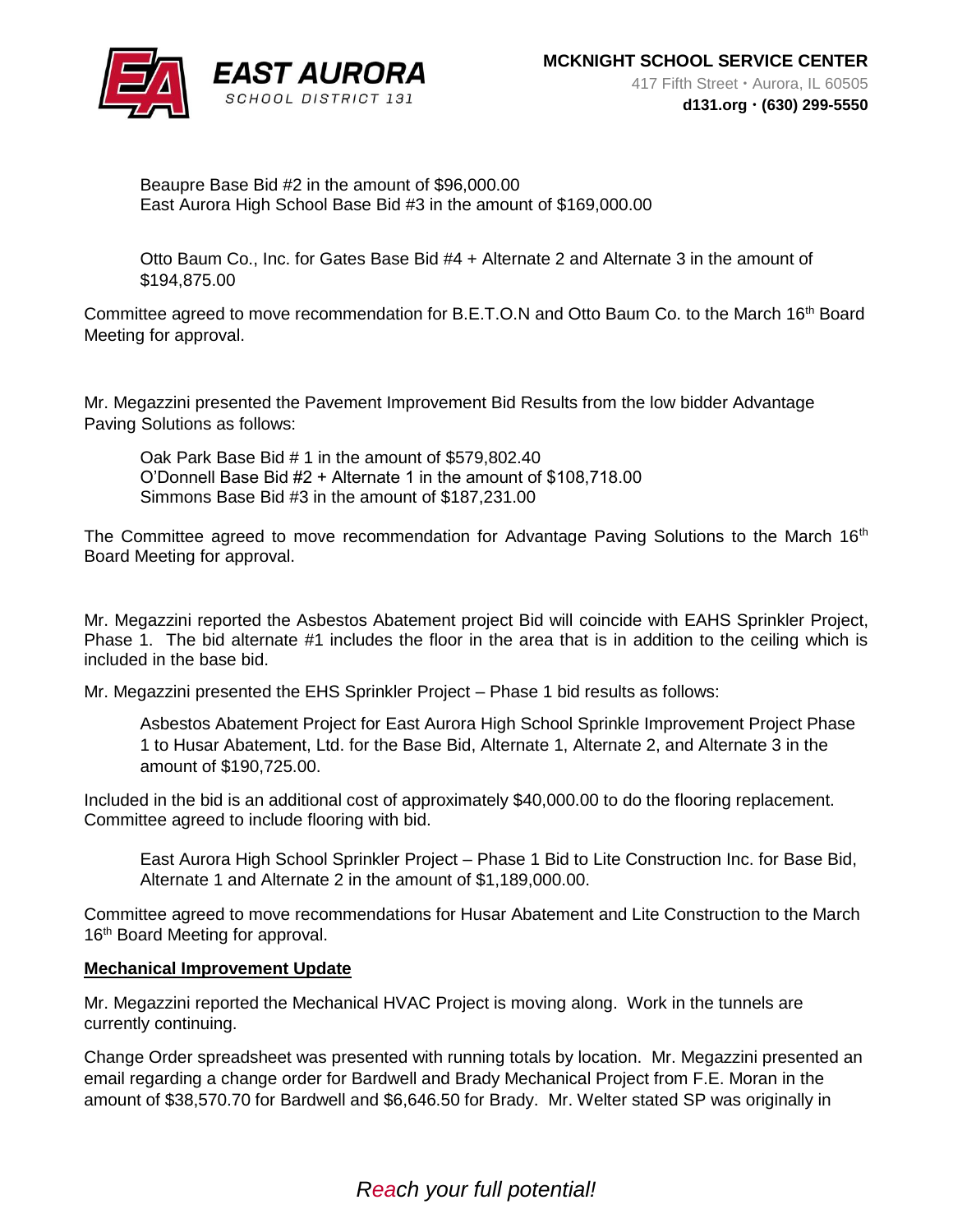Beaupre Base Bid #2 in the amount of $96,000.00
East Aurora High School Base Bid #3 in the amount of $169,000.00

Otto Baum Co., Inc. for Gates Base Bid #4 + Alternate 2 and Alternate 3 in the amount of $194,875.00

Committee agreed to move recommendation for B.E.T.O.N and Otto Baum Co. to the March 16th Board Meeting for approval.

Mr. Megazzini presented the Pavement Improvement Bid Results from the low bidder Advantage Paving Solutions as follows:

Oak Park Base Bid # 1 in the amount of $579,802.40
O'Donnell Base Bid #2 + Alternate 1 in the amount of $108,718.00
Simmons Base Bid #3 in the amount of $187,231.00

The Committee agreed to move recommendation for Advantage Paving Solutions to the March 16th Board Meeting for approval.

Mr. Megazzini reported the Asbestos Abatement project Bid will coincide with EAHS Sprinkler Project, Phase 1. The bid alternate #1 includes the floor in the area that is in addition to the ceiling which is included in the base bid.

Mr. Megazzini presented the EHS Sprinkler Project – Phase 1 bid results as follows:

Asbestos Abatement Project for East Aurora High School Sprinkle Improvement Project Phase 1 to Husar Abatement, Ltd. for the Base Bid, Alternate 1, Alternate 2, and Alternate 3 in the amount of $190,725.00.

Included in the bid is an additional cost of approximately $40,000.00 to do the flooring replacement. Committee agreed to include flooring with bid.

East Aurora High School Sprinkler Project – Phase 1 Bid to Lite Construction Inc. for Base Bid, Alternate 1 and Alternate 2 in the amount of $1,189,000.00.

Committee agreed to move recommendations for Husar Abatement and Lite Construction to the March 16th Board Meeting for approval.

**Mechanical Improvement Update**

Mr. Megazzini reported the Mechanical HVAC Project is moving along. Work in the tunnels are currently continuing.

Change Order spreadsheet was presented with running totals by location. Mr. Megazzini presented an email regarding a change order for Bardwell and Brady Mechanical Project from F.E. Moran in the amount of $38,570.70 for Bardwell and $6,646.50 for Brady. Mr. Welter stated SP was originally in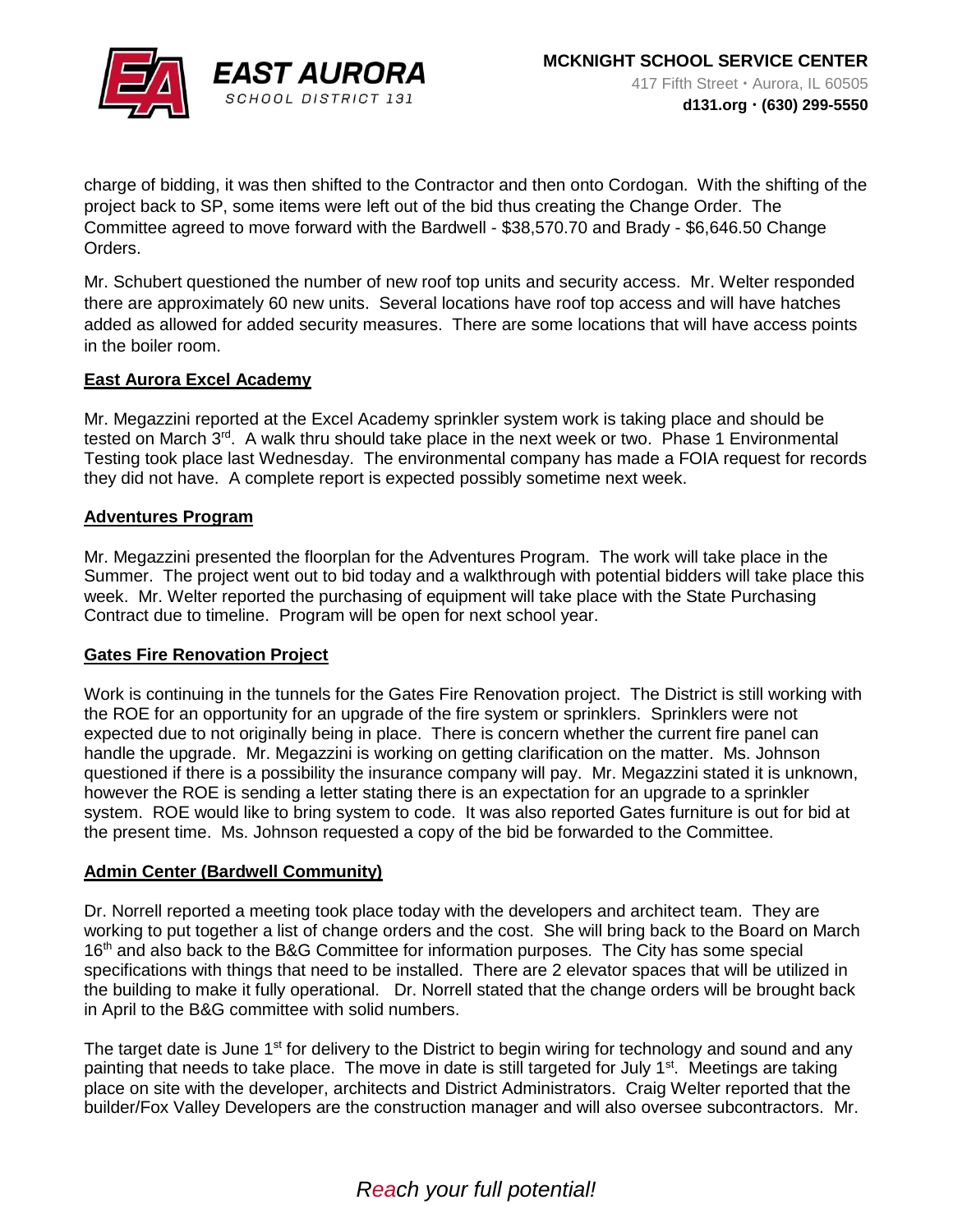charge of bidding, it was then shifted to the Contractor and then onto Cordogan. With the shifting of the project back to SP, some items were left out of the bid thus creating the Change Order. The Committee agreed to move forward with the Bardwell - $38,570.70 and Brady - $6,646.50 Change Orders.

Mr. Schubert questioned the number of new roof top units and security access. Mr. Welter responded there are approximately 60 new units. Several locations have roof top access and will have hatches added as allowed for added security measures. There are some locations that will have access points in the boiler room.

**East Aurora Excel Academy**

Mr. Megazzini reported at the Excel Academy sprinkler system work is taking place and should be tested on March 3rd. A walk thru should take place in the next week or two. Phase 1 Environmental Testing took place last Wednesday. The environmental company has made a FOIA request for records they did not have. A complete report is expected possibly sometime next week.

**Adventures Program**

Mr. Megazzini presented the floorplan for the Adventures Program. The work will take place in the Summer. The project went out to bid today and a walkthrough with potential bidders will take place this week. Mr. Welter reported the purchasing of equipment will take place with the State Purchasing Contract due to timeline. Program will be open for next school year.

**Gates Fire Renovation Project**

Work is continuing in the tunnels for the Gates Fire Renovation project. The District is still working with the ROE for an opportunity for an upgrade of the fire system or sprinklers. Sprinklers were not expected due to not originally being in place. There is concern whether the current fire panel can handle the upgrade. Mr. Megazzini is working on getting clarification on the matter. Ms. Johnson questioned if there is a possibility the insurance company will pay. Mr. Megazzini stated it is unknown, however the ROE is sending a letter stating there is an expectation for an upgrade to a sprinkler system. ROE would like to bring system to code. It was also reported Gates furniture is out for bid at the present time. Ms. Johnson requested a copy of the bid be forwarded to the Committee.

**Admin Center (Bardwell Community)**

Dr. Norrell reported a meeting took place today with the developers and architect team. They are working to put together a list of change orders and the cost. She will bring back to the Board on March 16th and also back to the B&G Committee for information purposes. The City has some special specifications with things that need to be installed. There are 2 elevator spaces that will be utilized in the building to make it fully operational. Dr. Norrell stated that the change orders will be brought back in April to the B&G committee with solid numbers.

The target date is June 1st for delivery to the District to begin wiring for technology and sound and any painting that needs to take place. The move in date is still targeted for July 1st. Meetings are taking place on site with the developer, architects and District Administrators. Craig Welter reported that the builder/Fox Valley Developers are the construction manager and will also oversee subcontractors. Mr.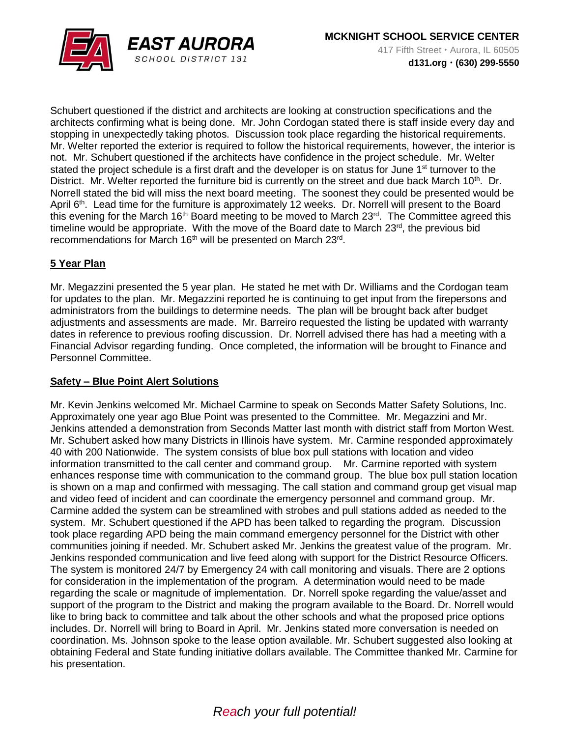Schubert questioned if the district and architects are looking at construction specifications and the architects confirming what is being done. Mr. John Cordogan stated there is staff inside every day and stopping in unexpectedly taking photos. Discussion took place regarding the historical requirements. Mr. Welter reported the exterior is required to follow the historical requirements, however, the interior is not. Mr. Schubert questioned if the architects have confidence in the project schedule. Mr. Welter stated the project schedule is a first draft and the developer is on status for June 1st turnover to the District. Mr. Welter reported the furniture bid is currently on the street and due back March 10th. Dr. Norrell stated the bid will miss the next board meeting. The soonest they could be presented would be April 6th. Lead time for the furniture is approximately 12 weeks. Dr. Norrell will present to the Board this evening for the March 16th Board meeting to be moved to March 23rd. The Committee agreed this timeline would be appropriate. With the move of the Board date to March 23rd, the previous bid recommendations for March 16th will be presented on March 23rd.

**5 Year Plan**

Mr. Megazzini presented the 5 year plan. He stated he met with Dr. Williams and the Cordogan team for updates to the plan. Mr. Megazzini reported he is continuing to get input from the firepersons and administrators from the buildings to determine needs. The plan will be brought back after budget adjustments and assessments are made. Mr. Barreiro requested the listing be updated with warranty dates in reference to previous roofing discussion. Dr. Norrell advised there has had a meeting with a Financial Advisor regarding funding. Once completed, the information will be brought to Finance and Personnel Committee.

**Safety – Blue Point Alert Solutions**

Mr. Kevin Jenkins welcomed Mr. Michael Carmine to speak on Seconds Matter Safety Solutions, Inc. Approximately one year ago Blue Point was presented to the Committee. Mr. Megazzini and Mr. Jenkins attended a demonstration from Seconds Matter last month with district staff from Morton West. Mr. Schubert asked how many Districts in Illinois have system. Mr. Carmine responded approximately 40 with 200 Nationwide. The system consists of blue box pull stations with location and video information transmitted to the call center and command group. Mr. Carmine reported with system enhances response time with communication to the command group. The blue box pull station location is shown on a map and confirmed with messaging. The call station and command group get visual map and video feed of incident and can coordinate the emergency personnel and command group. Mr. Carmine added the system can be streamlined with strobes and pull stations added as needed to the system. Mr. Schubert questioned if the APD has been talked to regarding the program. Discussion took place regarding APD being the main command emergency personnel for the District with other communities joining if needed. Mr. Schubert asked Mr. Jenkins the greatest value of the program. Mr. Jenkins responded communication and live feed along with support for the District Resource Officers. The system is monitored 24/7 by Emergency 24 with call monitoring and visuals. There are 2 options for consideration in the implementation of the program. A determination would need to be made regarding the scale or magnitude of implementation. Dr. Norrell spoke regarding the value/asset and support of the program to the District and making the program available to the Board. Dr. Norrell would like to bring back to committee and talk about the other schools and what the proposed price options includes. Dr. Norrell will bring to Board in April. Mr. Jenkins stated more conversation is needed on coordination. Ms. Johnson spoke to the lease option available. Mr. Schubert suggested also looking at obtaining Federal and State funding initiative dollars available. The Committee thanked Mr. Carmine for his presentation.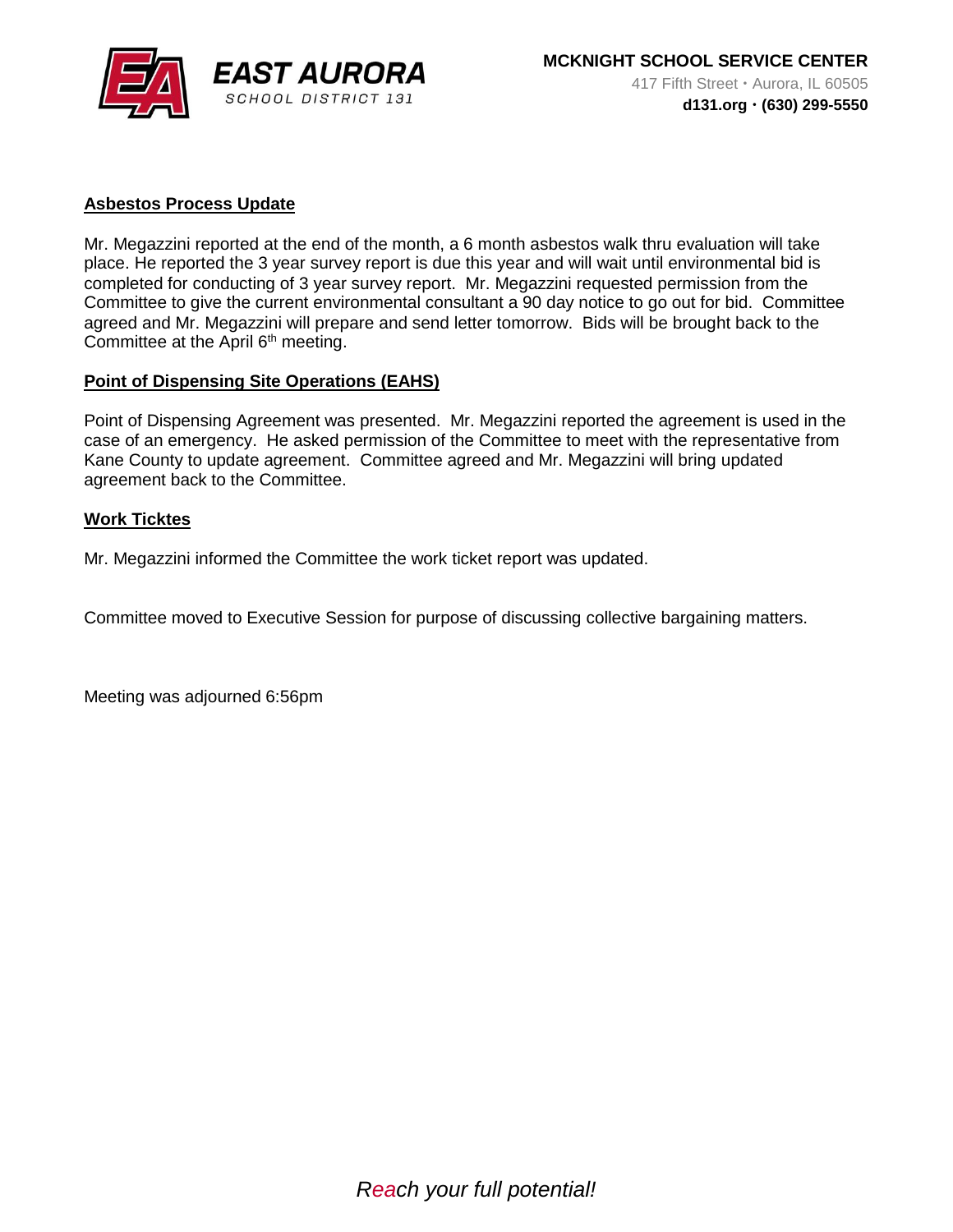**Asbestos Process Update**

Mr. Megazzini reported at the end of the month, a 6 month asbestos walk thru evaluation will take place. He reported the 3 year survey report is due this year and will wait until environmental bid is completed for conducting of 3 year survey report. Mr. Megazzini requested permission from the Committee to give the current environmental consultant a 90 day notice to go out for bid. Committee agreed and Mr. Megazzini will prepare and send letter tomorrow. Bids will be brought back to the Committee at the April 6th meeting.

**Point of Dispensing Site Operations (EAHS)**

Point of Dispensing Agreement was presented. Mr. Megazzini reported the agreement is used in the case of an emergency. He asked permission of the Committee to meet with the representative from Kane County to update agreement. Committee agreed and Mr. Megazzini will bring updated agreement back to the Committee.

**Work Ticktes**

Mr. Megazzini informed the Committee the work ticket report was updated.

Committee moved to Executive Session for purpose of discussing collective bargaining matters.

Meeting was adjourned 6:56pm